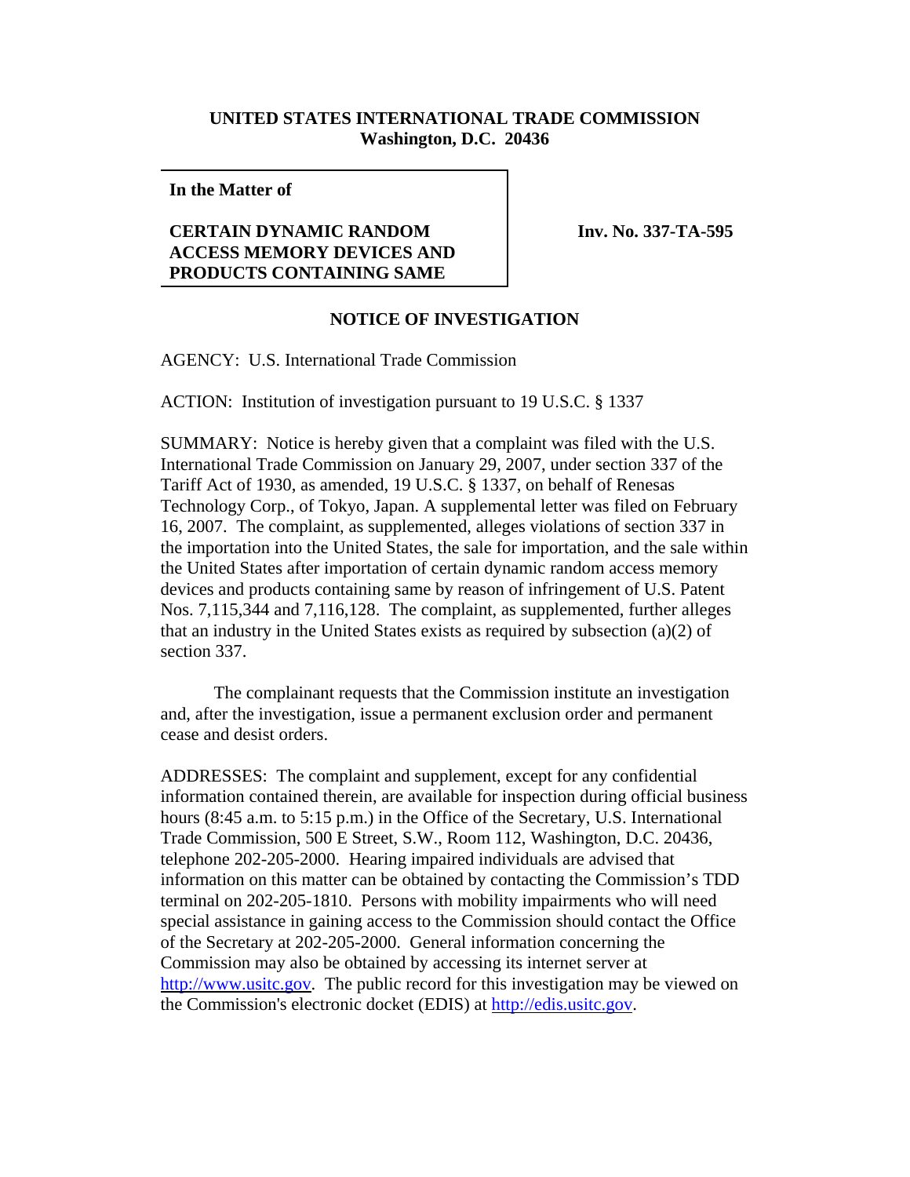**UNITED STATES INTERNATIONAL TRADE COMMISSION**
**Washington, D.C. 20436**

| In the Matter of | |
|---|---|
| **CERTAIN DYNAMIC RANDOM ACCESS MEMORY DEVICES AND PRODUCTS CONTAINING SAME** | **Inv. No. 337-TA-595** |

**NOTICE OF INVESTIGATION**

AGENCY: U.S. International Trade Commission

ACTION: Institution of investigation pursuant to 19 U.S.C. § 1337

SUMMARY: Notice is hereby given that a complaint was filed with the U.S. International Trade Commission on January 29, 2007, under section 337 of the Tariff Act of 1930, as amended, 19 U.S.C. § 1337, on behalf of Renesas Technology Corp., of Tokyo, Japan. A supplemental letter was filed on February 16, 2007. The complaint, as supplemented, alleges violations of section 337 in the importation into the United States, the sale for importation, and the sale within the United States after importation of certain dynamic random access memory devices and products containing same by reason of infringement of U.S. Patent Nos. 7,115,344 and 7,116,128. The complaint, as supplemented, further alleges that an industry in the United States exists as required by subsection (a)(2) of section 337.

The complainant requests that the Commission institute an investigation and, after the investigation, issue a permanent exclusion order and permanent cease and desist orders.

ADDRESSES: The complaint and supplement, except for any confidential information contained therein, are available for inspection during official business hours (8:45 a.m. to 5:15 p.m.) in the Office of the Secretary, U.S. International Trade Commission, 500 E Street, S.W., Room 112, Washington, D.C. 20436, telephone 202-205-2000. Hearing impaired individuals are advised that information on this matter can be obtained by contacting the Commission's TDD terminal on 202-205-1810. Persons with mobility impairments who will need special assistance in gaining access to the Commission should contact the Office of the Secretary at 202-205-2000. General information concerning the Commission may also be obtained by accessing its internet server at http://www.usitc.gov. The public record for this investigation may be viewed on the Commission's electronic docket (EDIS) at http://edis.usitc.gov.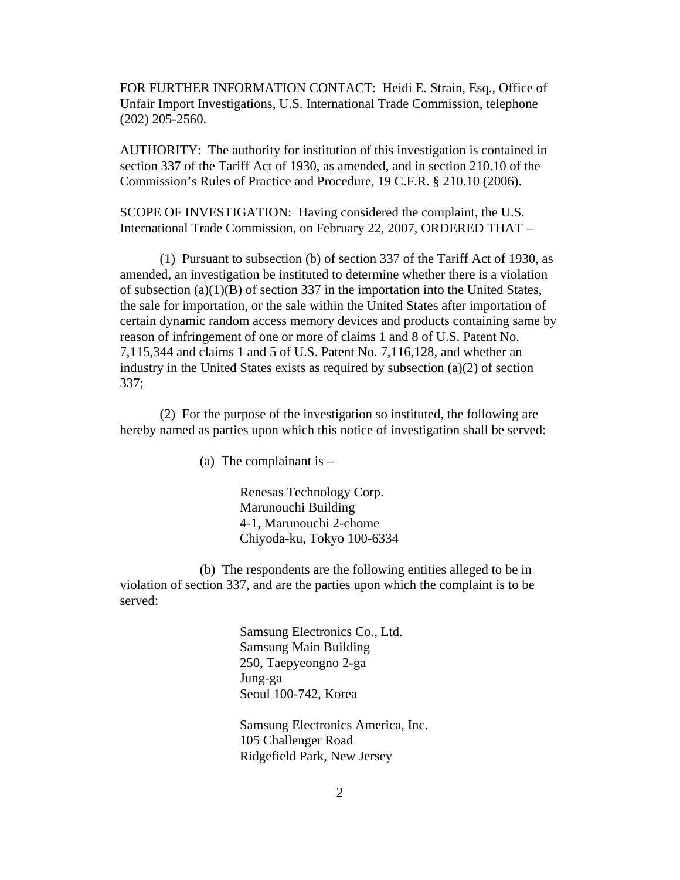FOR FURTHER INFORMATION CONTACT: Heidi E. Strain, Esq., Office of Unfair Import Investigations, U.S. International Trade Commission, telephone (202) 205-2560.

AUTHORITY: The authority for institution of this investigation is contained in section 337 of the Tariff Act of 1930, as amended, and in section 210.10 of the Commission's Rules of Practice and Procedure, 19 C.F.R. § 210.10 (2006).

SCOPE OF INVESTIGATION: Having considered the complaint, the U.S. International Trade Commission, on February 22, 2007, ORDERED THAT –

(1) Pursuant to subsection (b) of section 337 of the Tariff Act of 1930, as amended, an investigation be instituted to determine whether there is a violation of subsection (a)(1)(B) of section 337 in the importation into the United States, the sale for importation, or the sale within the United States after importation of certain dynamic random access memory devices and products containing same by reason of infringement of one or more of claims 1 and 8 of U.S. Patent No. 7,115,344 and claims 1 and 5 of U.S. Patent No. 7,116,128, and whether an industry in the United States exists as required by subsection (a)(2) of section 337;

(2) For the purpose of the investigation so instituted, the following are hereby named as parties upon which this notice of investigation shall be served:

(a) The complainant is –

Renesas Technology Corp.
Marunouchi Building
4-1, Marunouchi 2-chome
Chiyoda-ku, Tokyo 100-6334

(b) The respondents are the following entities alleged to be in violation of section 337, and are the parties upon which the complaint is to be served:

Samsung Electronics Co., Ltd.
Samsung Main Building
250, Taepyeongno 2-ga
Jung-ga
Seoul 100-742, Korea

Samsung Electronics America, Inc.
105 Challenger Road
Ridgefield Park, New Jersey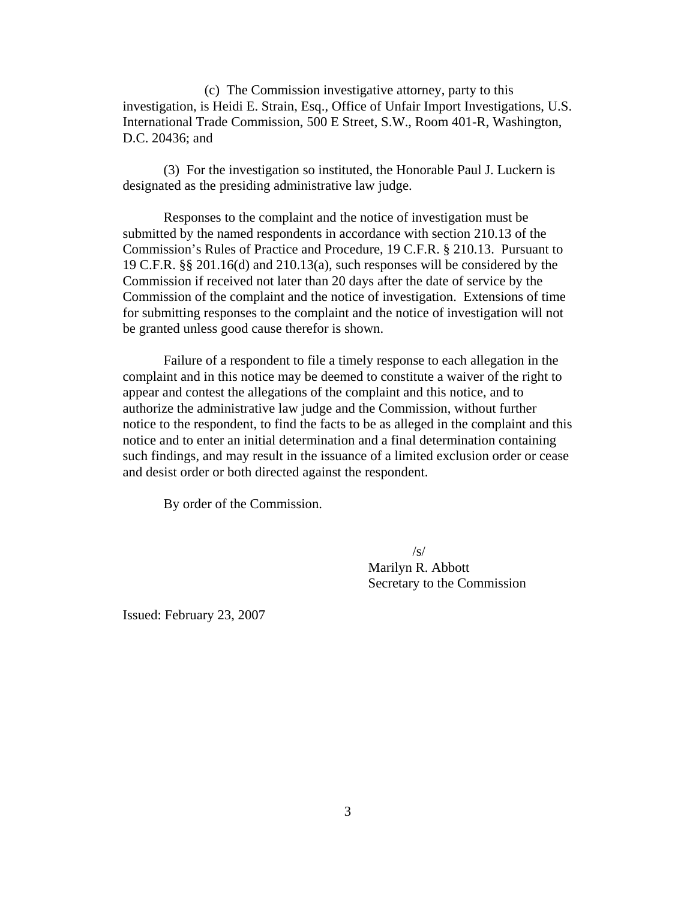(c) The Commission investigative attorney, party to this investigation, is Heidi E. Strain, Esq., Office of Unfair Import Investigations, U.S. International Trade Commission, 500 E Street, S.W., Room 401-R, Washington, D.C. 20436; and

(3) For the investigation so instituted, the Honorable Paul J. Luckern is designated as the presiding administrative law judge.

Responses to the complaint and the notice of investigation must be submitted by the named respondents in accordance with section 210.13 of the Commission's Rules of Practice and Procedure, 19 C.F.R. § 210.13. Pursuant to 19 C.F.R. §§ 201.16(d) and 210.13(a), such responses will be considered by the Commission if received not later than 20 days after the date of service by the Commission of the complaint and the notice of investigation. Extensions of time for submitting responses to the complaint and the notice of investigation will not be granted unless good cause therefor is shown.

Failure of a respondent to file a timely response to each allegation in the complaint and in this notice may be deemed to constitute a waiver of the right to appear and contest the allegations of the complaint and this notice, and to authorize the administrative law judge and the Commission, without further notice to the respondent, to find the facts to be as alleged in the complaint and this notice and to enter an initial determination and a final determination containing such findings, and may result in the issuance of a limited exclusion order or cease and desist order or both directed against the respondent.

By order of the Commission.

/s/
Marilyn R. Abbott
Secretary to the Commission

Issued: February 23, 2007